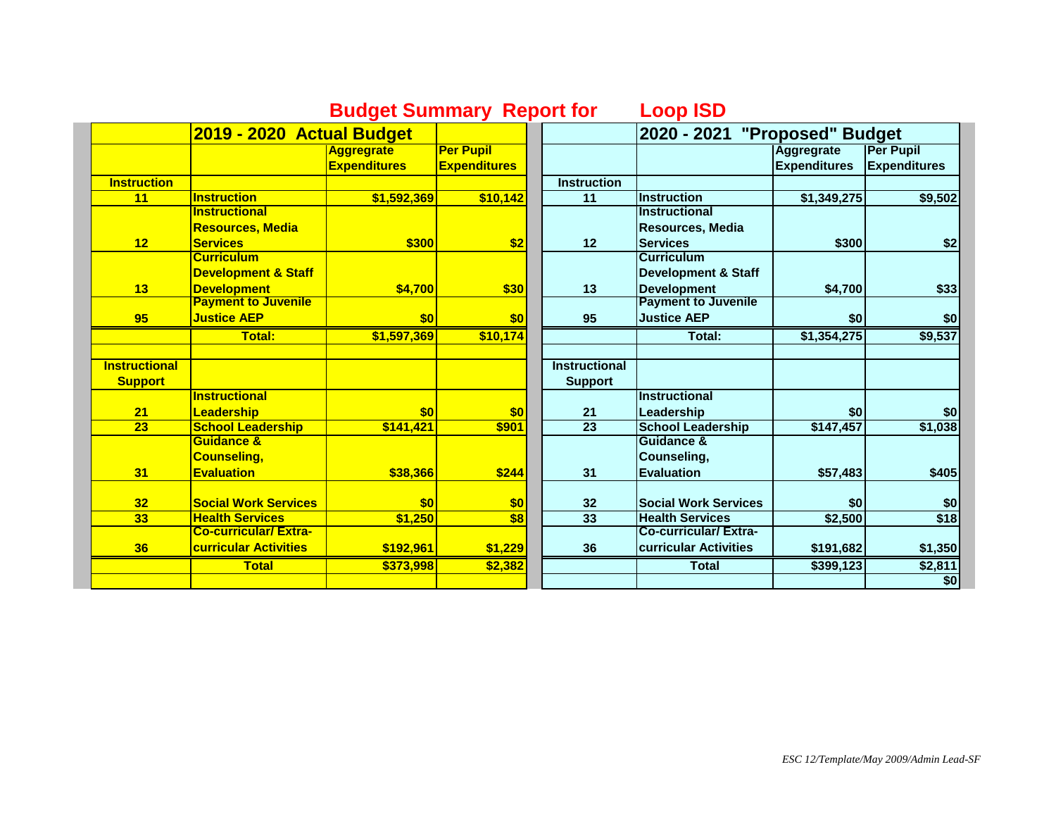# Budget Summary Report for Loop ISD

| | 2019 - 2020 Actual Budget | Aggregate Expenditures | Per Pupil Expenditures | | 2020 - 2021 "Proposed" Budget | Aggregate Expenditures | Per Pupil Expenditures |
|---|---|---|---|---|---|---|---|
| **Instruction** | | | | **Instruction** | | | |
| 11 | Instruction | $1,592,369 | $10,142 | 11 | Instruction | $1,349,275 | $9,502 |
| 12 | Instructional Resources, Media Services | $300 | $2 | 12 | Instructional Resources, Media Services | $300 | $2 |
| 13 | Curriculum Development & Staff Development | $4,700 | $30 | 13 | Curriculum Development & Staff Development | $4,700 | $33 |
| 95 | Payment to Juvenile Justice AEP | $0 | $0 | 95 | Payment to Juvenile Justice AEP | $0 | $0 |
| | **Total:** | $1,597,369 | $10,174 | | **Total:** | $1,354,275 | $9,537 |
| | | | | | | | |
| **Instructional Support** | | | | **Instructional Support** | | | |
| 21 | Instructional Leadership | $0 | $0 | 21 | Instructional Leadership | $0 | $0 |
| 23 | School Leadership | $141,421 | $901 | 23 | School Leadership | $147,457 | $1,038 |
| 31 | Guidance & Counseling, Evaluation | $38,366 | $244 | 31 | Guidance & Counseling, Evaluation | $57,483 | $405 |
| 32 | Social Work Services | $0 | $0 | 32 | Social Work Services | $0 | $0 |
| 33 | Health Services | $1,250 | $8 | 33 | Health Services | $2,500 | $18 |
| 36 | Co-curricular/ Extra-curricular Activities | $192,961 | $1,229 | 36 | Co-curricular/ Extra-curricular Activities | $191,682 | $1,350 |
| | **Total** | $373,998 | $2,382 | | **Total** | $399,123 | $2,811 |
| | | | | | | | $0 |

*ESC 12/Template/May 2009/Admin Lead-SF*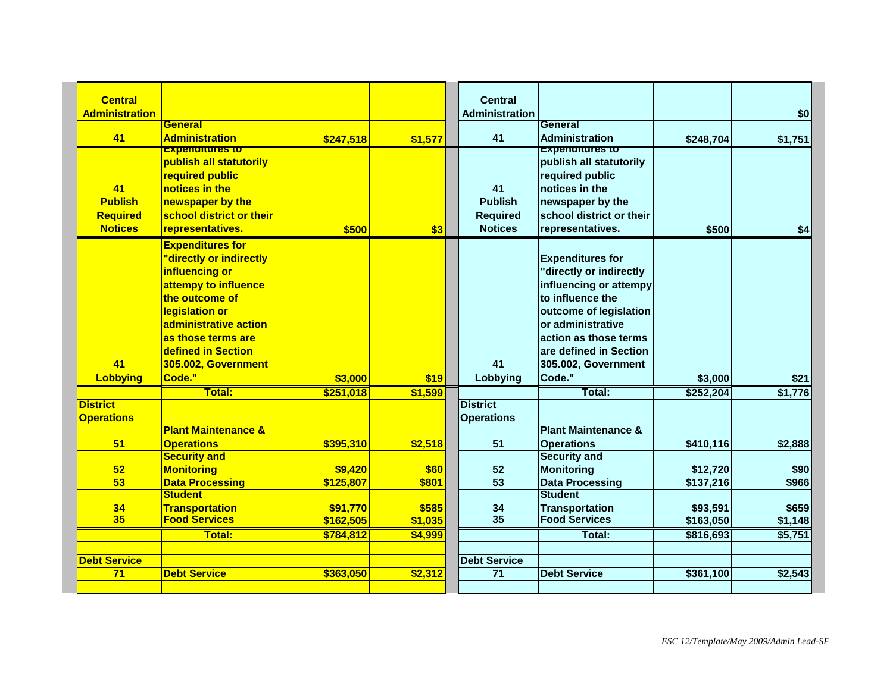| Central Administration | | | | Central Administration | | | $0 |
|---|---|---|---|---|---|---|---|
| 41 | General Administration | $247,518 | $1,577 | 41 | General Administration | $248,704 | $1,751 |
| 41 Publish Required Notices | Expenditures to publish all statutorily required public notices in the newspaper by the school district or their representatives. | $500 | $3 | 41 Publish Required Notices | Expenditures to publish all statutorily required public notices in the newspaper by the school district or their representatives. | $500 | $4 |
| 41 Lobbying | Expenditures for "directly or indirectly influencing or attempy to influence the outcome of legislation or administrative action as those terms are defined in Section 305.002, Government Code." | $3,000 | $19 | 41 Lobbying | Expenditures for "directly or indirectly influencing or attempy to influence the outcome of legislation or administrative action as those terms are defined in Section 305.002, Government Code." | $3,000 | $21 |
| | Total: | $251,018 | $1,599 | | Total: | $252,204 | $1,776 |
| District Operations | | | | District Operations | | | |
| 51 | Plant Maintenance & Operations | $395,310 | $2,518 | 51 | Plant Maintenance & Operations | $410,116 | $2,888 |
| 52 | Security and Monitoring | $9,420 | $60 | 52 | Security and Monitoring | $12,720 | $90 |
| 53 | Data Processing | $125,807 | $801 | 53 | Data Processing | $137,216 | $966 |
| 34 | Student Transportation | $91,770 | $585 | 34 | Student Transportation | $93,591 | $659 |
| 35 | Food Services | $162,505 | $1,035 | 35 | Food Services | $163,050 | $1,148 |
| | Total: | $784,812 | $4,999 | | Total: | $816,693 | $5,751 |
| | | | | | | | |
| Debt Service | | | | Debt Service | | | |
| 71 | Debt Service | $363,050 | $2,312 | 71 | Debt Service | $361,100 | $2,543 |
| | | | | | | | |

*ESC 12/Template/May 2009/Admin Lead-SF*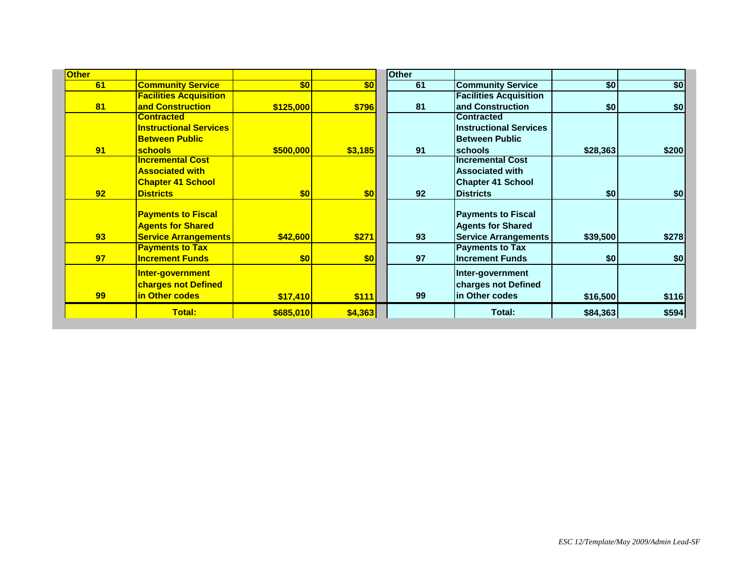| | | | | | | | |
|---|---|---|---|---|---|---|---|
| **Other** | | | | **Other** | | | |
| **61** | **Community Service** | **$0** | **$0** | **61** | **Community Service** | **$0** | **$0** |
| **81** | **Facilities Acquisition and Construction** | **$125,000** | **$796** | **81** | **Facilities Acquisition and Construction** | **$0** | **$0** |
| **91** | **Contracted Instructional Services Between Public schools** | **$500,000** | **$3,185** | **91** | **Contracted Instructional Services Between Public schools** | **$28,363** | **$200** |
| **92** | **Incremental Cost Associated with Chapter 41 School Districts** | **$0** | **$0** | **92** | **Incremental Cost Associated with Chapter 41 School Districts** | **$0** | **$0** |
| **93** | **Payments to Fiscal Agents for Shared Service Arrangements** | **$42,600** | **$271** | **93** | **Payments to Fiscal Agents for Shared Service Arrangements** | **$39,500** | **$278** |
| **97** | **Payments to Tax Increment Funds** | **$0** | **$0** | **97** | **Payments to Tax Increment Funds** | **$0** | **$0** |
| **99** | **Inter-government charges not Defined in Other codes** | **$17,410** | **$111** | **99** | **Inter-government charges not Defined in Other codes** | **$16,500** | **$116** |
| | **Total:** | **$685,010** | **$4,363** | | **Total:** | **$84,363** | **$594** |

*ESC 12/Template/May 2009/Admin Lead-SF*